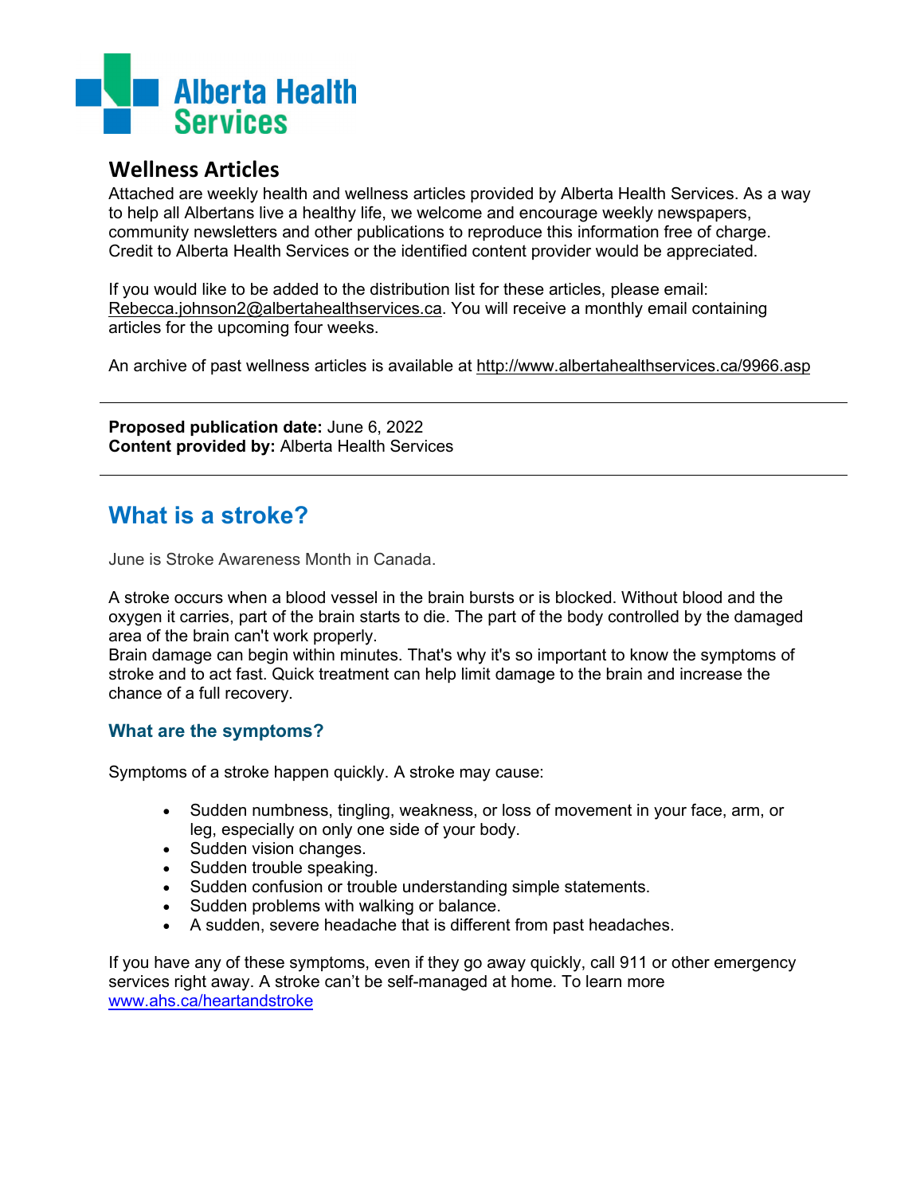Alberta Health Services

## Wellness Articles

Attached are weekly health and wellness articles provided by Alberta Health Services. As a way to help all Albertans live a healthy life, we welcome and encourage weekly newspapers, community newsletters and other publications to reproduce this information free of charge. Credit to Alberta Health Services or the identified content provider would be appreciated.

If you would like to be added to the distribution list for these articles, please email: Rebecca.johnson2@albertahealthservices.ca. You will receive a monthly email containing articles for the upcoming four weeks.

An archive of past wellness articles is available at http://www.albertahealthservices.ca/9966.asp

---

**Proposed publication date:** June 6, 2022
**Content provided by:** Alberta Health Services

---

# What is a stroke?

June is Stroke Awareness Month in Canada.

A stroke occurs when a blood vessel in the brain bursts or is blocked. Without blood and the oxygen it carries, part of the brain starts to die. The part of the body controlled by the damaged area of the brain can't work properly.
Brain damage can begin within minutes. That's why it's so important to know the symptoms of stroke and to act fast. Quick treatment can help limit damage to the brain and increase the chance of a full recovery.

### What are the symptoms?

Symptoms of a stroke happen quickly. A stroke may cause:

- Sudden numbness, tingling, weakness, or loss of movement in your face, arm, or leg, especially on only one side of your body.
- Sudden vision changes.
- Sudden trouble speaking.
- Sudden confusion or trouble understanding simple statements.
- Sudden problems with walking or balance.
- A sudden, severe headache that is different from past headaches.

If you have any of these symptoms, even if they go away quickly, call 911 or other emergency services right away. A stroke can't be self-managed at home. To learn more www.ahs.ca/heartandstroke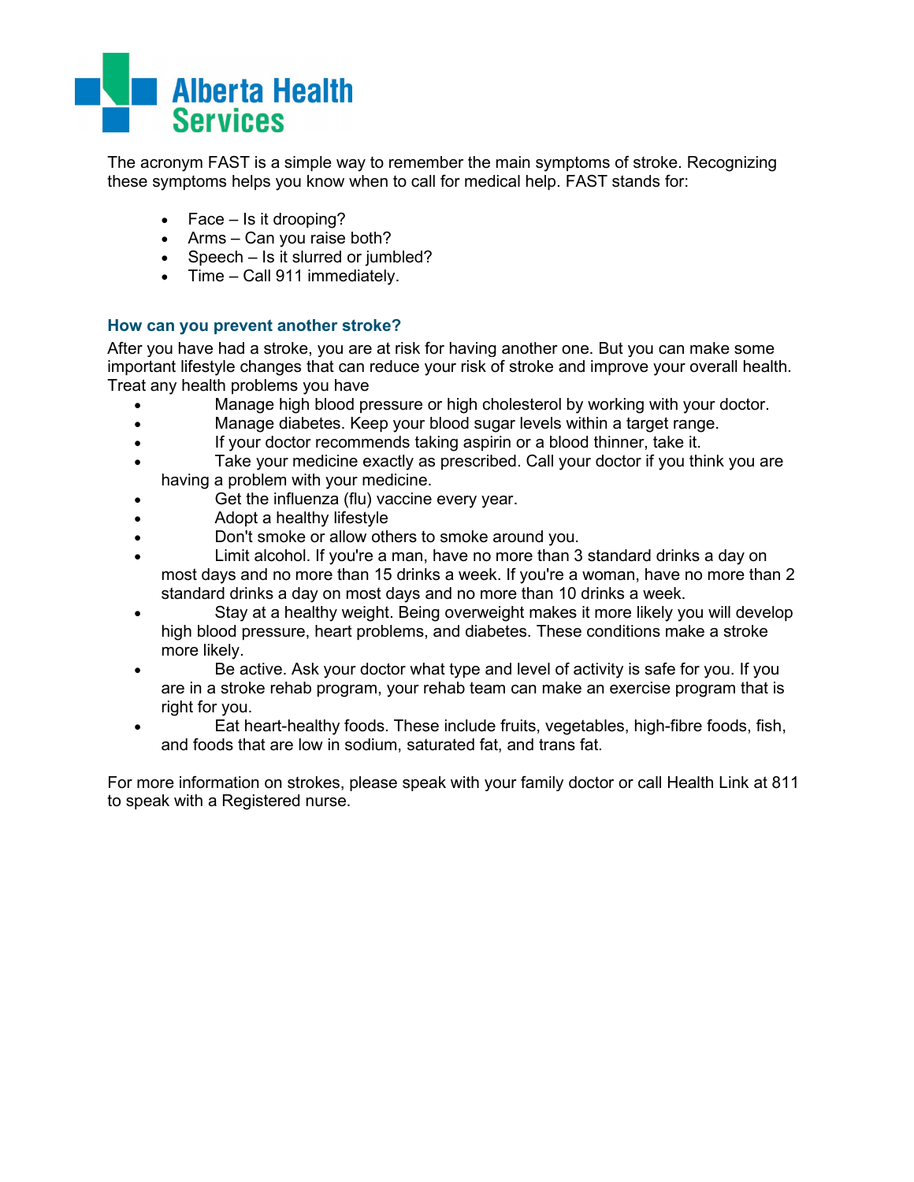The acronym FAST is a simple way to remember the main symptoms of stroke. Recognizing these symptoms helps you know when to call for medical help. FAST stands for:

- Face – Is it drooping?
- Arms – Can you raise both?
- Speech – Is it slurred or jumbled?
- Time – Call 911 immediately.

## How can you prevent another stroke?

After you have had a stroke, you are at risk for having another one. But you can make some important lifestyle changes that can reduce your risk of stroke and improve your overall health. Treat any health problems you have

- Manage high blood pressure or high cholesterol by working with your doctor.
- Manage diabetes. Keep your blood sugar levels within a target range.
- If your doctor recommends taking aspirin or a blood thinner, take it.
- Take your medicine exactly as prescribed. Call your doctor if you think you are having a problem with your medicine.
- Get the influenza (flu) vaccine every year.
- Adopt a healthy lifestyle
- Don't smoke or allow others to smoke around you.
- Limit alcohol. If you're a man, have no more than 3 standard drinks a day on most days and no more than 15 drinks a week. If you're a woman, have no more than 2 standard drinks a day on most days and no more than 10 drinks a week.
- Stay at a healthy weight. Being overweight makes it more likely you will develop high blood pressure, heart problems, and diabetes. These conditions make a stroke more likely.
- Be active. Ask your doctor what type and level of activity is safe for you. If you are in a stroke rehab program, your rehab team can make an exercise program that is right for you.
- Eat heart-healthy foods. These include fruits, vegetables, high-fibre foods, fish, and foods that are low in sodium, saturated fat, and trans fat.

For more information on strokes, please speak with your family doctor or call Health Link at 811 to speak with a Registered nurse.